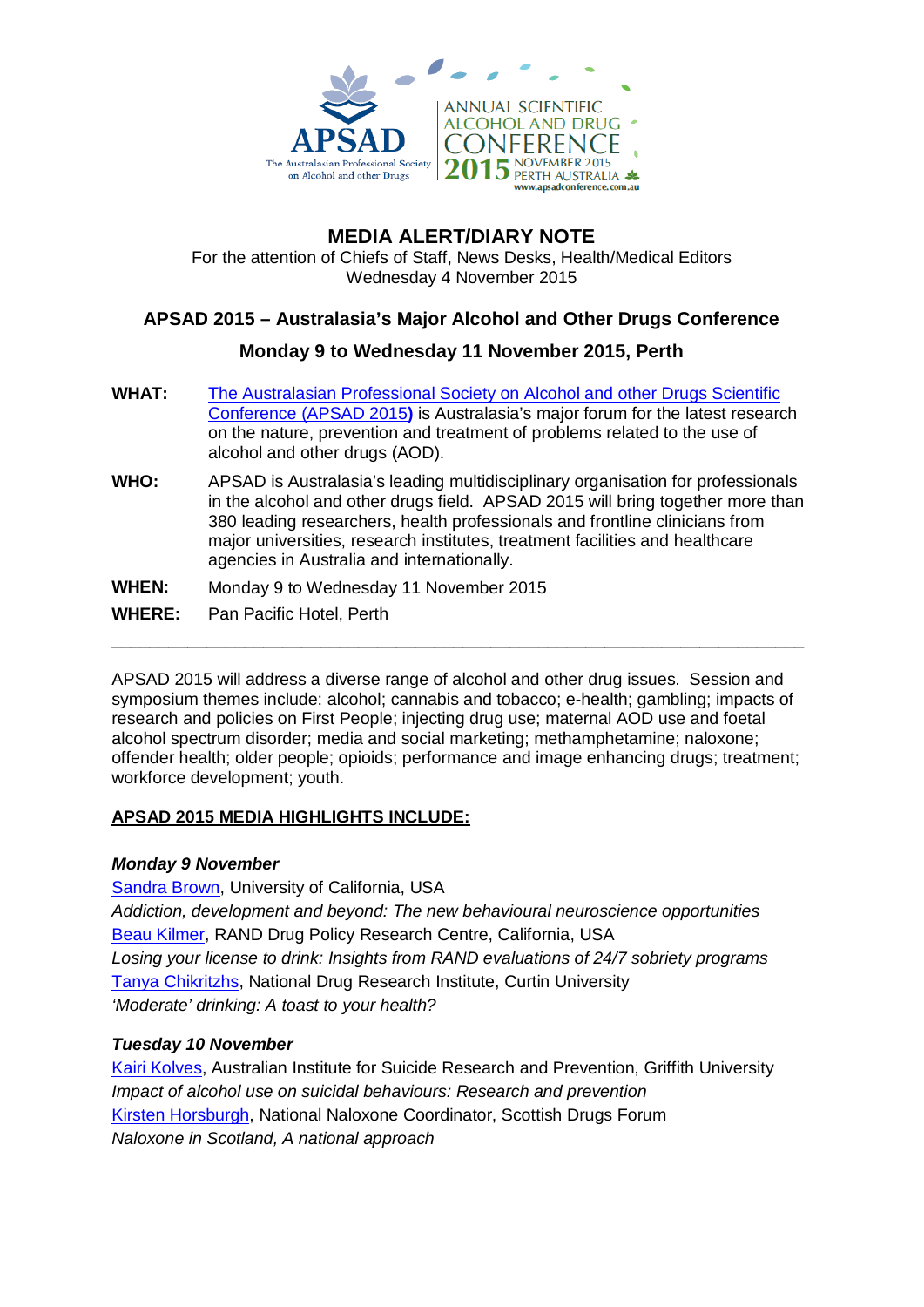APSAD
The Australasian Professional Society on Alcohol and other Drugs

ANNUAL SCIENTIFIC ALCOHOL AND DRUG CONFERENCE 2015 NOVEMBER 2015 PERTH AUSTRALIA
www.apsadconference.com.au

# MEDIA ALERT/DIARY NOTE

For the attention of Chiefs of Staff, News Desks, Health/Medical Editors
Wednesday 4 November 2015

## APSAD 2015 – Australasia's Major Alcohol and Other Drugs Conference

## Monday 9 to Wednesday 11 November 2015, Perth

**WHAT:** The Australasian Professional Society on Alcohol and other Drugs Scientific Conference (APSAD 2015**)** is Australasia's major forum for the latest research on the nature, prevention and treatment of problems related to the use of alcohol and other drugs (AOD).

**WHO:** APSAD is Australasia's leading multidisciplinary organisation for professionals in the alcohol and other drugs field. APSAD 2015 will bring together more than 380 leading researchers, health professionals and frontline clinicians from major universities, research institutes, treatment facilities and healthcare agencies in Australia and internationally.

**WHEN:** Monday 9 to Wednesday 11 November 2015

**WHERE:** Pan Pacific Hotel, Perth

---

APSAD 2015 will address a diverse range of alcohol and other drug issues. Session and symposium themes include: alcohol; cannabis and tobacco; e-health; gambling; impacts of research and policies on First People; injecting drug use; maternal AOD use and foetal alcohol spectrum disorder; media and social marketing; methamphetamine; naloxone; offender health; older people; opioids; performance and image enhancing drugs; treatment; workforce development; youth.

**APSAD 2015 MEDIA HIGHLIGHTS INCLUDE:**

***Monday 9 November***

Sandra Brown, University of California, USA
*Addiction, development and beyond: The new behavioural neuroscience opportunities*
Beau Kilmer, RAND Drug Policy Research Centre, California, USA
*Losing your license to drink: Insights from RAND evaluations of 24/7 sobriety programs*
Tanya Chikritzhs, National Drug Research Institute, Curtin University
*'Moderate' drinking: A toast to your health?*

***Tuesday 10 November***

Kairi Kolves, Australian Institute for Suicide Research and Prevention, Griffith University
*Impact of alcohol use on suicidal behaviours: Research and prevention*
Kirsten Horsburgh, National Naloxone Coordinator, Scottish Drugs Forum
*Naloxone in Scotland, A national approach*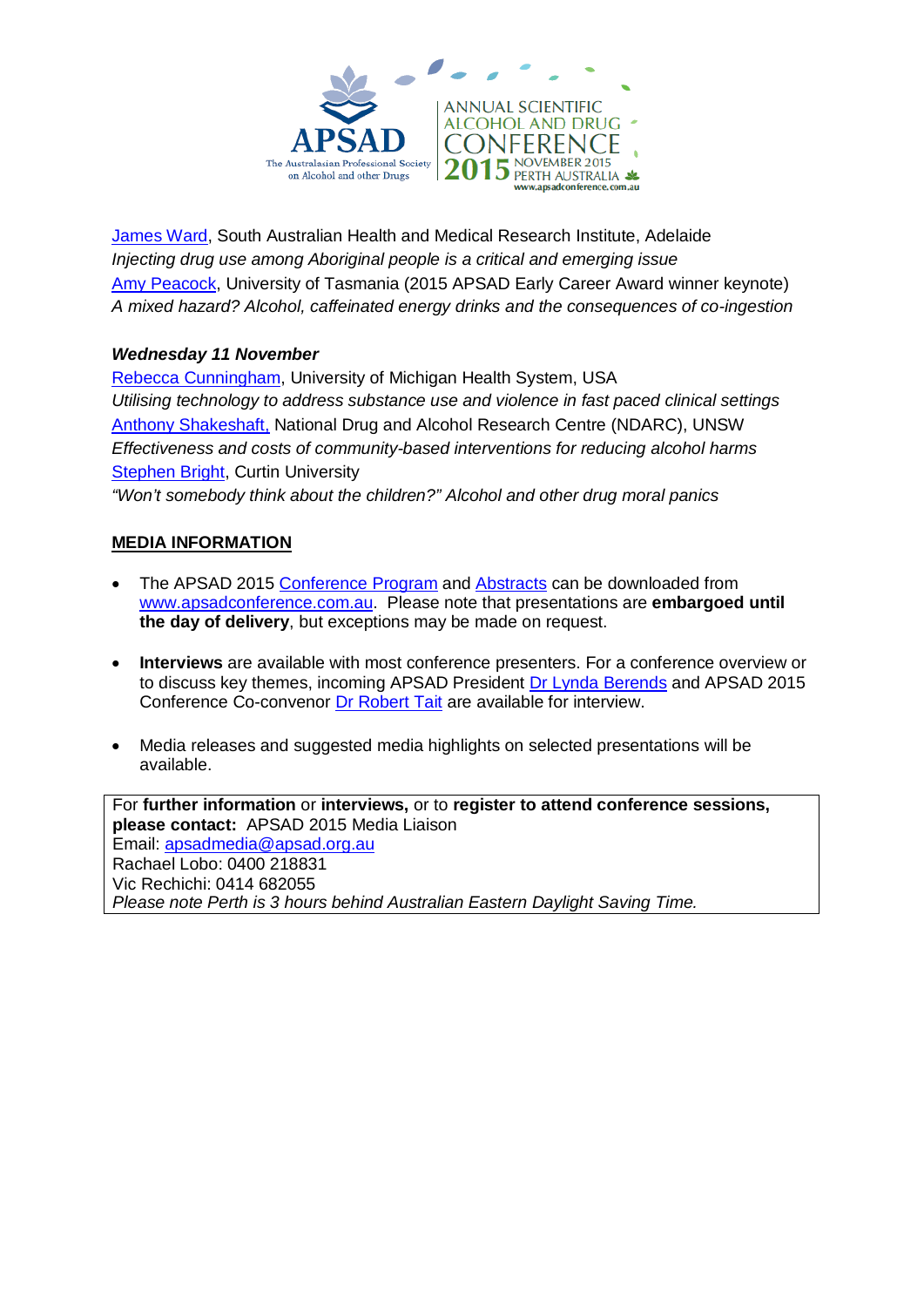James Ward, South Australian Health and Medical Research Institute, Adelaide
*Injecting drug use among Aboriginal people is a critical and emerging issue*
Amy Peacock, University of Tasmania (2015 APSAD Early Career Award winner keynote)
*A mixed hazard? Alcohol, caffeinated energy drinks and the consequences of co-ingestion*

***Wednesday 11 November***
Rebecca Cunningham, University of Michigan Health System, USA
*Utilising technology to address substance use and violence in fast paced clinical settings*
Anthony Shakeshaft, National Drug and Alcohol Research Centre (NDARC), UNSW
*Effectiveness and costs of community-based interventions for reducing alcohol harms*
Stephen Bright, Curtin University
*"Won't somebody think about the children?" Alcohol and other drug moral panics*

**MEDIA INFORMATION**

- The APSAD 2015 Conference Program and Abstracts can be downloaded from www.apsadconference.com.au. Please note that presentations are **embargoed until the day of delivery**, but exceptions may be made on request.

- **Interviews** are available with most conference presenters. For a conference overview or to discuss key themes, incoming APSAD President Dr Lynda Berends and APSAD 2015 Conference Co-convenor Dr Robert Tait are available for interview.

- Media releases and suggested media highlights on selected presentations will be available.

For **further information** or **interviews,** or to **register to attend conference sessions, please contact:** APSAD 2015 Media Liaison
Email: apsadmedia@apsad.org.au
Rachael Lobo: 0400 218831
Vic Rechichi: 0414 682055
*Please note Perth is 3 hours behind Australian Eastern Daylight Saving Time.*